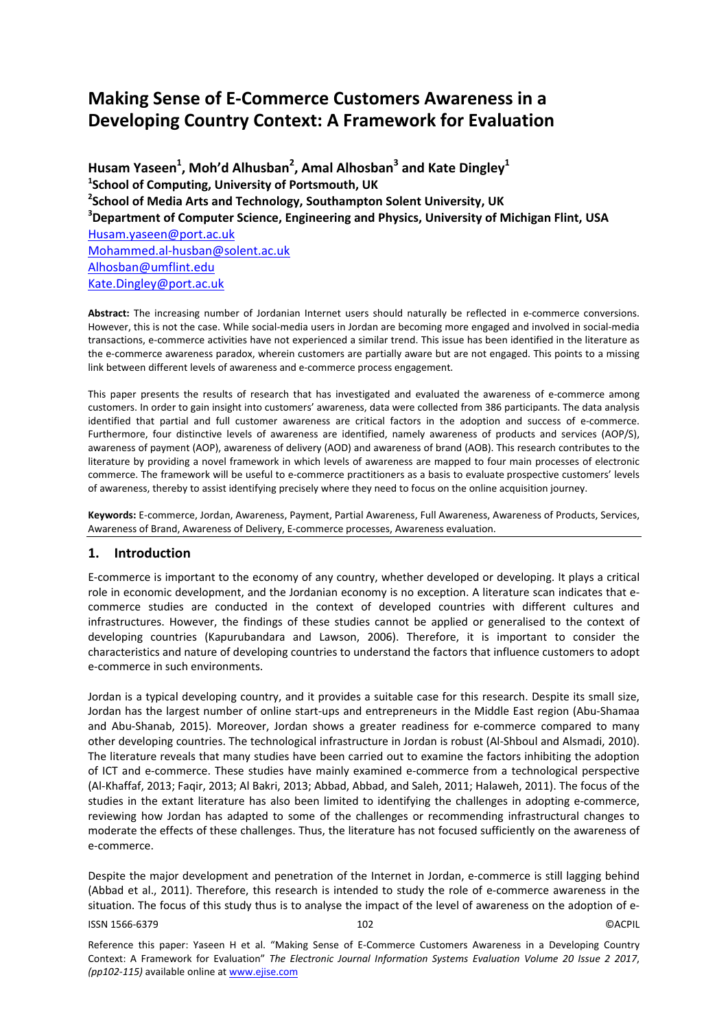# Making Sense of E-Commerce Customers Awareness in a Developing Country Context: A Framework for Evaluation

**Husam Yaseen[1], Moh'd Alhusban[2], Amal Alhosban[3] and Kate Dingley[1]**

**[1]School of Computing, University of Portsmouth, UK**

**[2]School of Media Arts and Technology, Southampton Solent University, UK**

**[3]Department of Computer Science, Engineering and Physics, University of Michigan Flint, USA**

Husam.yaseen@port.ac.uk

Mohammed.al-husban@solent.ac.uk

Alhosban@umflint.edu

Kate.Dingley@port.ac.uk

**Abstract:** The increasing number of Jordanian Internet users should naturally be reflected in e-commerce conversions. However, this is not the case. While social-media users in Jordan are becoming more engaged and involved in social-media transactions, e-commerce activities have not experienced a similar trend. This issue has been identified in the literature as the e-commerce awareness paradox, wherein customers are partially aware but are not engaged. This points to a missing link between different levels of awareness and e-commerce process engagement.

This paper presents the results of research that has investigated and evaluated the awareness of e-commerce among customers. In order to gain insight into customers' awareness, data were collected from 386 participants. The data analysis identified that partial and full customer awareness are critical factors in the adoption and success of e-commerce. Furthermore, four distinctive levels of awareness are identified, namely awareness of products and services (AOP/S), awareness of payment (AOP), awareness of delivery (AOD) and awareness of brand (AOB). This research contributes to the literature by providing a novel framework in which levels of awareness are mapped to four main processes of electronic commerce. The framework will be useful to e-commerce practitioners as a basis to evaluate prospective customers' levels of awareness, thereby to assist identifying precisely where they need to focus on the online acquisition journey.

**Keywords:** E-commerce, Jordan, Awareness, Payment, Partial Awareness, Full Awareness, Awareness of Products, Services, Awareness of Brand, Awareness of Delivery, E-commerce processes, Awareness evaluation.

## 1. Introduction

E-commerce is important to the economy of any country, whether developed or developing. It plays a critical role in economic development, and the Jordanian economy is no exception. A literature scan indicates that e-commerce studies are conducted in the context of developed countries with different cultures and infrastructures. However, the findings of these studies cannot be applied or generalised to the context of developing countries (Kapurubandara and Lawson, 2006). Therefore, it is important to consider the characteristics and nature of developing countries to understand the factors that influence customers to adopt e-commerce in such environments.

Jordan is a typical developing country, and it provides a suitable case for this research. Despite its small size, Jordan has the largest number of online start-ups and entrepreneurs in the Middle East region (Abu-Shamaa and Abu-Shanab, 2015). Moreover, Jordan shows a greater readiness for e-commerce compared to many other developing countries. The technological infrastructure in Jordan is robust (Al-Shboul and Alsmadi, 2010). The literature reveals that many studies have been carried out to examine the factors inhibiting the adoption of ICT and e-commerce. These studies have mainly examined e-commerce from a technological perspective (Al-Khaffaf, 2013; Faqir, 2013; Al Bakri, 2013; Abbad, Abbad, and Saleh, 2011; Halaweh, 2011). The focus of the studies in the extant literature has also been limited to identifying the challenges in adopting e-commerce, reviewing how Jordan has adapted to some of the challenges or recommending infrastructural changes to moderate the effects of these challenges. Thus, the literature has not focused sufficiently on the awareness of e-commerce.

Despite the major development and penetration of the Internet in Jordan, e-commerce is still lagging behind (Abbad et al., 2011). Therefore, this research is intended to study the role of e-commerce awareness in the situation. The focus of this study thus is to analyse the impact of the level of awareness on the adoption of e-

Reference this paper: Yaseen H et al. "Making Sense of E-Commerce Customers Awareness in a Developing Country Context: A Framework for Evaluation" *The Electronic Journal Information Systems Evaluation Volume 20 Issue 2 2017, (pp102-115)* available online at www.ejise.com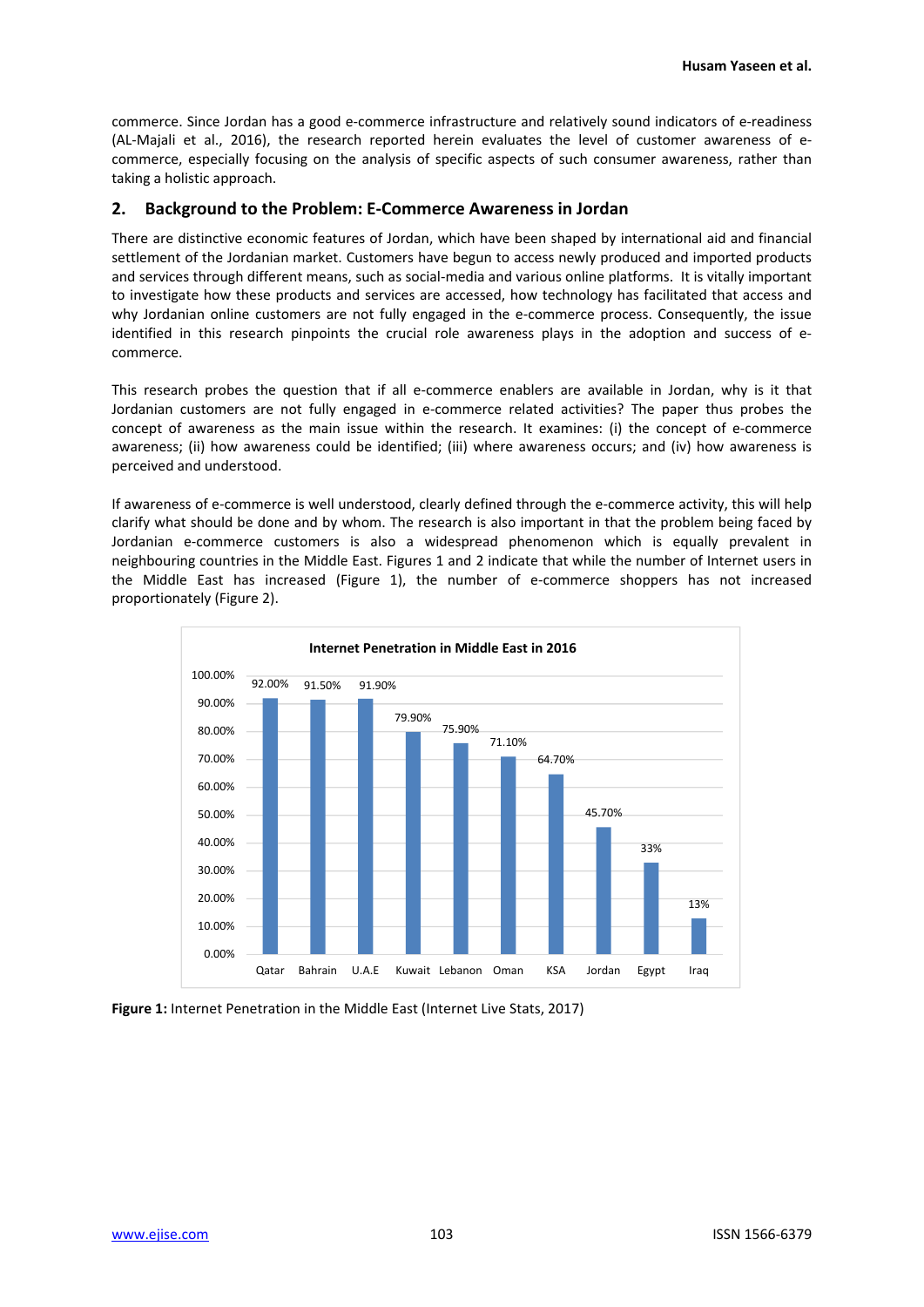commerce. Since Jordan has a good e-commerce infrastructure and relatively sound indicators of e-readiness (AL-Majali et al., 2016), the research reported herein evaluates the level of customer awareness of e-commerce, especially focusing on the analysis of specific aspects of such consumer awareness, rather than taking a holistic approach.

## 2. Background to the Problem: E-Commerce Awareness in Jordan

There are distinctive economic features of Jordan, which have been shaped by international aid and financial settlement of the Jordanian market. Customers have begun to access newly produced and imported products and services through different means, such as social-media and various online platforms. It is vitally important to investigate how these products and services are accessed, how technology has facilitated that access and why Jordanian online customers are not fully engaged in the e-commerce process. Consequently, the issue identified in this research pinpoints the crucial role awareness plays in the adoption and success of e-commerce.

This research probes the question that if all e-commerce enablers are available in Jordan, why is it that Jordanian customers are not fully engaged in e-commerce related activities? The paper thus probes the concept of awareness as the main issue within the research. It examines: (i) the concept of e-commerce awareness; (ii) how awareness could be identified; (iii) where awareness occurs; and (iv) how awareness is perceived and understood.

If awareness of e-commerce is well understood, clearly defined through the e-commerce activity, this will help clarify what should be done and by whom. The research is also important in that the problem being faced by Jordanian e-commerce customers is also a widespread phenomenon which is equally prevalent in neighbouring countries in the Middle East. Figures 1 and 2 indicate that while the number of Internet users in the Middle East has increased (Figure 1), the number of e-commerce shoppers has not increased proportionately (Figure 2).

**Internet Penetration in Middle East in 2016**

| Country | Internet Penetration |
|---|---|
| Qatar | 92.00% |
| Bahrain | 91.50% |
| U.A.E | 91.90% |
| Kuwait | 79.90% |
| Lebanon | 75.90% |
| Oman | 71.10% |
| KSA | 64.70% |
| Jordan | 45.70% |
| Egypt | 33% |
| Iraq | 13% |

**Figure 1:** Internet Penetration in the Middle East (Internet Live Stats, 2017)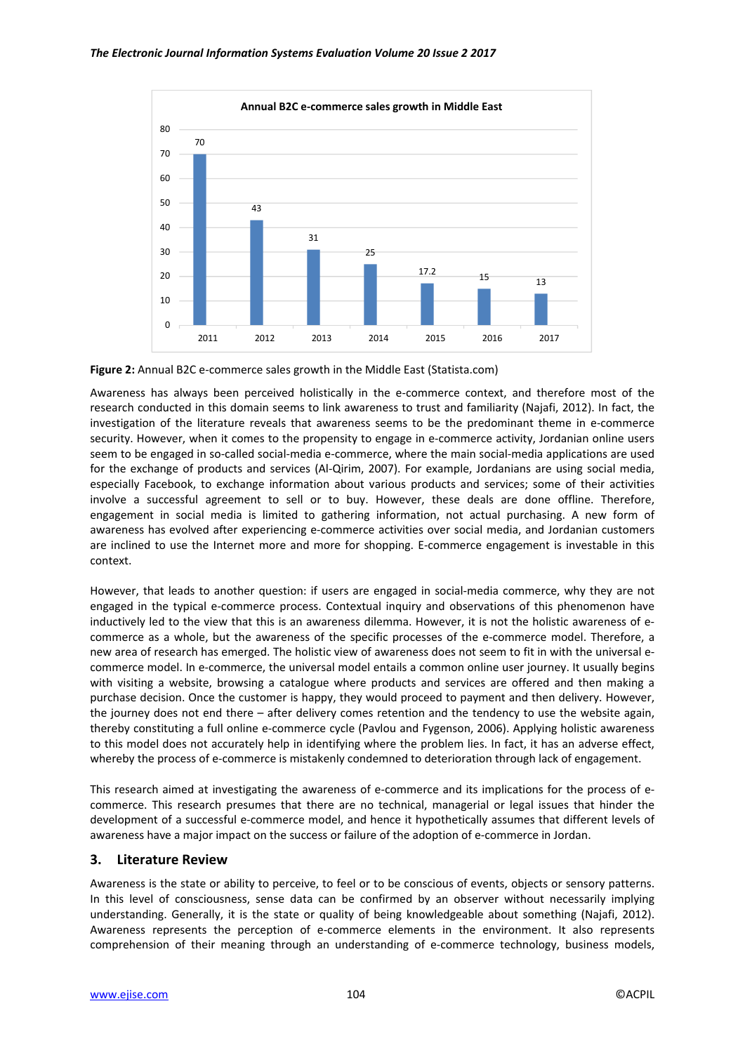| Year | Annual B2C e-commerce sales growth in Middle East |
| --- | --- |
| 2011 | 70 |
| 2012 | 43 |
| 2013 | 31 |
| 2014 | 25 |
| 2015 | 17.2 |
| 2016 | 15 |
| 2017 | 13 |

**Figure 2:** Annual B2C e-commerce sales growth in the Middle East (Statista.com)

Awareness has always been perceived holistically in the e-commerce context, and therefore most of the research conducted in this domain seems to link awareness to trust and familiarity (Najafi, 2012). In fact, the investigation of the literature reveals that awareness seems to be the predominant theme in e-commerce security. However, when it comes to the propensity to engage in e-commerce activity, Jordanian online users seem to be engaged in so-called social-media e-commerce, where the main social-media applications are used for the exchange of products and services (Al-Qirim, 2007). For example, Jordanians are using social media, especially Facebook, to exchange information about various products and services; some of their activities involve a successful agreement to sell or to buy. However, these deals are done offline. Therefore, engagement in social media is limited to gathering information, not actual purchasing. A new form of awareness has evolved after experiencing e-commerce activities over social media, and Jordanian customers are inclined to use the Internet more and more for shopping. E-commerce engagement is investable in this context.

However, that leads to another question: if users are engaged in social-media commerce, why they are not engaged in the typical e-commerce process. Contextual inquiry and observations of this phenomenon have inductively led to the view that this is an awareness dilemma. However, it is not the holistic awareness of e-commerce as a whole, but the awareness of the specific processes of the e-commerce model. Therefore, a new area of research has emerged. The holistic view of awareness does not seem to fit in with the universal e-commerce model. In e-commerce, the universal model entails a common online user journey. It usually begins with visiting a website, browsing a catalogue where products and services are offered and then making a purchase decision. Once the customer is happy, they would proceed to payment and then delivery. However, the journey does not end there – after delivery comes retention and the tendency to use the website again, thereby constituting a full online e-commerce cycle (Pavlou and Fygenson, 2006). Applying holistic awareness to this model does not accurately help in identifying where the problem lies. In fact, it has an adverse effect, whereby the process of e-commerce is mistakenly condemned to deterioration through lack of engagement.

This research aimed at investigating the awareness of e-commerce and its implications for the process of e-commerce. This research presumes that there are no technical, managerial or legal issues that hinder the development of a successful e-commerce model, and hence it hypothetically assumes that different levels of awareness have a major impact on the success or failure of the adoption of e-commerce in Jordan.

## 3. Literature Review

Awareness is the state or ability to perceive, to feel or to be conscious of events, objects or sensory patterns. In this level of consciousness, sense data can be confirmed by an observer without necessarily implying understanding. Generally, it is the state or quality of being knowledgeable about something (Najafi, 2012). Awareness represents the perception of e-commerce elements in the environment. It also represents comprehension of their meaning through an understanding of e-commerce technology, business models,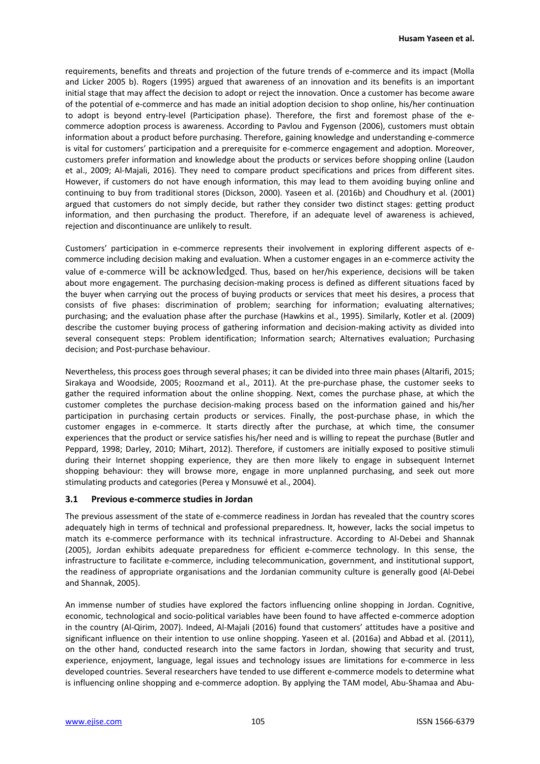requirements, benefits and threats and projection of the future trends of e-commerce and its impact (Molla and Licker 2005 b). Rogers (1995) argued that awareness of an innovation and its benefits is an important initial stage that may affect the decision to adopt or reject the innovation. Once a customer has become aware of the potential of e-commerce and has made an initial adoption decision to shop online, his/her continuation to adopt is beyond entry-level (Participation phase). Therefore, the first and foremost phase of the e-commerce adoption process is awareness. According to Pavlou and Fygenson (2006), customers must obtain information about a product before purchasing. Therefore, gaining knowledge and understanding e-commerce is vital for customers' participation and a prerequisite for e-commerce engagement and adoption. Moreover, customers prefer information and knowledge about the products or services before shopping online (Laudon et al., 2009; Al-Majali, 2016). They need to compare product specifications and prices from different sites. However, if customers do not have enough information, this may lead to them avoiding buying online and continuing to buy from traditional stores (Dickson, 2000). Yaseen et al. (2016b) and Choudhury et al. (2001) argued that customers do not simply decide, but rather they consider two distinct stages: getting product information, and then purchasing the product. Therefore, if an adequate level of awareness is achieved, rejection and discontinuance are unlikely to result.

Customers' participation in e-commerce represents their involvement in exploring different aspects of e-commerce including decision making and evaluation. When a customer engages in an e-commerce activity the value of e-commerce will be acknowledged. Thus, based on her/his experience, decisions will be taken about more engagement. The purchasing decision-making process is defined as different situations faced by the buyer when carrying out the process of buying products or services that meet his desires, a process that consists of five phases: discrimination of problem; searching for information; evaluating alternatives; purchasing; and the evaluation phase after the purchase (Hawkins et al., 1995). Similarly, Kotler et al. (2009) describe the customer buying process of gathering information and decision-making activity as divided into several consequent steps: Problem identification; Information search; Alternatives evaluation; Purchasing decision; and Post-purchase behaviour.

Nevertheless, this process goes through several phases; it can be divided into three main phases (Altarifi, 2015; Sirakaya and Woodside, 2005; Roozmand et al., 2011). At the pre-purchase phase, the customer seeks to gather the required information about the online shopping. Next, comes the purchase phase, at which the customer completes the purchase decision-making process based on the information gained and his/her participation in purchasing certain products or services. Finally, the post-purchase phase, in which the customer engages in e-commerce. It starts directly after the purchase, at which time, the consumer experiences that the product or service satisfies his/her need and is willing to repeat the purchase (Butler and Peppard, 1998; Darley, 2010; Mihart, 2012). Therefore, if customers are initially exposed to positive stimuli during their Internet shopping experience, they are then more likely to engage in subsequent Internet shopping behaviour: they will browse more, engage in more unplanned purchasing, and seek out more stimulating products and categories (Perea y Monsuwé et al., 2004).

### 3.1 Previous e-commerce studies in Jordan

The previous assessment of the state of e-commerce readiness in Jordan has revealed that the country scores adequately high in terms of technical and professional preparedness. It, however, lacks the social impetus to match its e-commerce performance with its technical infrastructure. According to Al-Debei and Shannak (2005), Jordan exhibits adequate preparedness for efficient e-commerce technology. In this sense, the infrastructure to facilitate e-commerce, including telecommunication, government, and institutional support, the readiness of appropriate organisations and the Jordanian community culture is generally good (Al-Debei and Shannak, 2005).

An immense number of studies have explored the factors influencing online shopping in Jordan. Cognitive, economic, technological and socio-political variables have been found to have affected e-commerce adoption in the country (Al-Qirim, 2007). Indeed, Al-Majali (2016) found that customers' attitudes have a positive and significant influence on their intention to use online shopping. Yaseen et al. (2016a) and Abbad et al. (2011), on the other hand, conducted research into the same factors in Jordan, showing that security and trust, experience, enjoyment, language, legal issues and technology issues are limitations for e-commerce in less developed countries. Several researchers have tended to use different e-commerce models to determine what is influencing online shopping and e-commerce adoption. By applying the TAM model, Abu-Shamaa and Abu-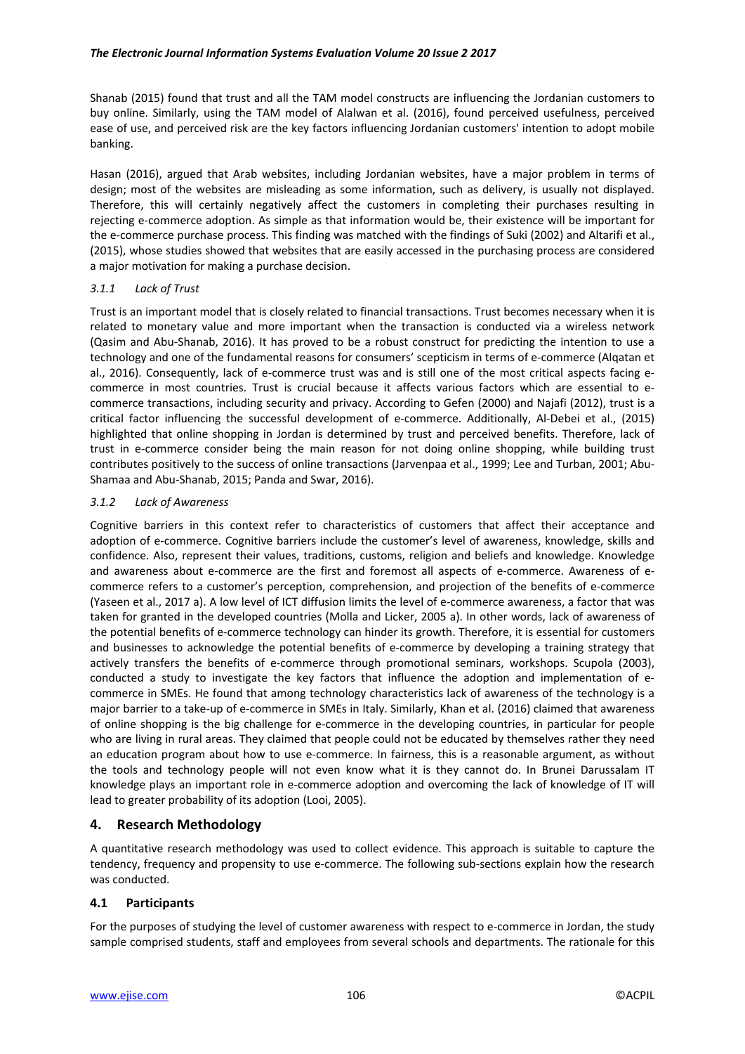Shanab (2015) found that trust and all the TAM model constructs are influencing the Jordanian customers to buy online. Similarly, using the TAM model of Alalwan et al. (2016), found perceived usefulness, perceived ease of use, and perceived risk are the key factors influencing Jordanian customers' intention to adopt mobile banking.

Hasan (2016), argued that Arab websites, including Jordanian websites, have a major problem in terms of design; most of the websites are misleading as some information, such as delivery, is usually not displayed. Therefore, this will certainly negatively affect the customers in completing their purchases resulting in rejecting e-commerce adoption. As simple as that information would be, their existence will be important for the e-commerce purchase process. This finding was matched with the findings of Suki (2002) and Altarifi et al., (2015), whose studies showed that websites that are easily accessed in the purchasing process are considered a major motivation for making a purchase decision.

#### *3.1.1 Lack of Trust*

Trust is an important model that is closely related to financial transactions. Trust becomes necessary when it is related to monetary value and more important when the transaction is conducted via a wireless network (Qasim and Abu-Shanab, 2016). It has proved to be a robust construct for predicting the intention to use a technology and one of the fundamental reasons for consumers' scepticism in terms of e-commerce (Alqatan et al., 2016). Consequently, lack of e-commerce trust was and is still one of the most critical aspects facing e-commerce in most countries. Trust is crucial because it affects various factors which are essential to e-commerce transactions, including security and privacy. According to Gefen (2000) and Najafi (2012), trust is a critical factor influencing the successful development of e-commerce. Additionally, Al-Debei et al., (2015) highlighted that online shopping in Jordan is determined by trust and perceived benefits. Therefore, lack of trust in e-commerce consider being the main reason for not doing online shopping, while building trust contributes positively to the success of online transactions (Jarvenpaa et al., 1999; Lee and Turban, 2001; Abu-Shamaa and Abu-Shanab, 2015; Panda and Swar, 2016).

#### *3.1.2 Lack of Awareness*

Cognitive barriers in this context refer to characteristics of customers that affect their acceptance and adoption of e-commerce. Cognitive barriers include the customer's level of awareness, knowledge, skills and confidence. Also, represent their values, traditions, customs, religion and beliefs and knowledge. Knowledge and awareness about e-commerce are the first and foremost all aspects of e-commerce. Awareness of e-commerce refers to a customer's perception, comprehension, and projection of the benefits of e-commerce (Yaseen et al., 2017 a). A low level of ICT diffusion limits the level of e-commerce awareness, a factor that was taken for granted in the developed countries (Molla and Licker, 2005 a). In other words, lack of awareness of the potential benefits of e-commerce technology can hinder its growth. Therefore, it is essential for customers and businesses to acknowledge the potential benefits of e-commerce by developing a training strategy that actively transfers the benefits of e-commerce through promotional seminars, workshops. Scupola (2003), conducted a study to investigate the key factors that influence the adoption and implementation of e-commerce in SMEs. He found that among technology characteristics lack of awareness of the technology is a major barrier to a take-up of e-commerce in SMEs in Italy. Similarly, Khan et al. (2016) claimed that awareness of online shopping is the big challenge for e-commerce in the developing countries, in particular for people who are living in rural areas. They claimed that people could not be educated by themselves rather they need an education program about how to use e-commerce. In fairness, this is a reasonable argument, as without the tools and technology people will not even know what it is they cannot do. In Brunei Darussalam IT knowledge plays an important role in e-commerce adoption and overcoming the lack of knowledge of IT will lead to greater probability of its adoption (Looi, 2005).

## 4. Research Methodology

A quantitative research methodology was used to collect evidence. This approach is suitable to capture the tendency, frequency and propensity to use e-commerce. The following sub-sections explain how the research was conducted.

### 4.1 Participants

For the purposes of studying the level of customer awareness with respect to e-commerce in Jordan, the study sample comprised students, staff and employees from several schools and departments. The rationale for this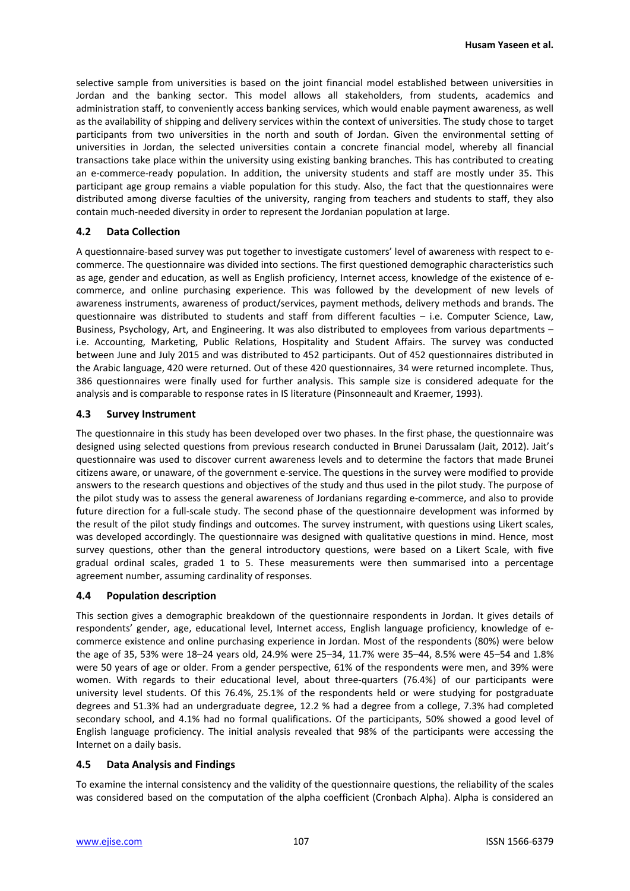selective sample from universities is based on the joint financial model established between universities in Jordan and the banking sector. This model allows all stakeholders, from students, academics and administration staff, to conveniently access banking services, which would enable payment awareness, as well as the availability of shipping and delivery services within the context of universities. The study chose to target participants from two universities in the north and south of Jordan. Given the environmental setting of universities in Jordan, the selected universities contain a concrete financial model, whereby all financial transactions take place within the university using existing banking branches. This has contributed to creating an e-commerce-ready population. In addition, the university students and staff are mostly under 35. This participant age group remains a viable population for this study. Also, the fact that the questionnaires were distributed among diverse faculties of the university, ranging from teachers and students to staff, they also contain much-needed diversity in order to represent the Jordanian population at large.

### 4.2 Data Collection

A questionnaire-based survey was put together to investigate customers' level of awareness with respect to e-commerce. The questionnaire was divided into sections. The first questioned demographic characteristics such as age, gender and education, as well as English proficiency, Internet access, knowledge of the existence of e-commerce, and online purchasing experience. This was followed by the development of new levels of awareness instruments, awareness of product/services, payment methods, delivery methods and brands. The questionnaire was distributed to students and staff from different faculties – i.e. Computer Science, Law, Business, Psychology, Art, and Engineering. It was also distributed to employees from various departments – i.e. Accounting, Marketing, Public Relations, Hospitality and Student Affairs. The survey was conducted between June and July 2015 and was distributed to 452 participants. Out of 452 questionnaires distributed in the Arabic language, 420 were returned. Out of these 420 questionnaires, 34 were returned incomplete. Thus, 386 questionnaires were finally used for further analysis. This sample size is considered adequate for the analysis and is comparable to response rates in IS literature (Pinsonneault and Kraemer, 1993).

### 4.3 Survey Instrument

The questionnaire in this study has been developed over two phases. In the first phase, the questionnaire was designed using selected questions from previous research conducted in Brunei Darussalam (Jait, 2012). Jait's questionnaire was used to discover current awareness levels and to determine the factors that made Brunei citizens aware, or unaware, of the government e-service. The questions in the survey were modified to provide answers to the research questions and objectives of the study and thus used in the pilot study. The purpose of the pilot study was to assess the general awareness of Jordanians regarding e-commerce, and also to provide future direction for a full-scale study. The second phase of the questionnaire development was informed by the result of the pilot study findings and outcomes. The survey instrument, with questions using Likert scales, was developed accordingly. The questionnaire was designed with qualitative questions in mind. Hence, most survey questions, other than the general introductory questions, were based on a Likert Scale, with five gradual ordinal scales, graded 1 to 5. These measurements were then summarised into a percentage agreement number, assuming cardinality of responses.

### 4.4 Population description

This section gives a demographic breakdown of the questionnaire respondents in Jordan. It gives details of respondents' gender, age, educational level, Internet access, English language proficiency, knowledge of e-commerce existence and online purchasing experience in Jordan. Most of the respondents (80%) were below the age of 35, 53% were 18–24 years old, 24.9% were 25–34, 11.7% were 35–44, 8.5% were 45–54 and 1.8% were 50 years of age or older. From a gender perspective, 61% of the respondents were men, and 39% were women. With regards to their educational level, about three-quarters (76.4%) of our participants were university level students. Of this 76.4%, 25.1% of the respondents held or were studying for postgraduate degrees and 51.3% had an undergraduate degree, 12.2 % had a degree from a college, 7.3% had completed secondary school, and 4.1% had no formal qualifications. Of the participants, 50% showed a good level of English language proficiency. The initial analysis revealed that 98% of the participants were accessing the Internet on a daily basis.

### 4.5 Data Analysis and Findings

To examine the internal consistency and the validity of the questionnaire questions, the reliability of the scales was considered based on the computation of the alpha coefficient (Cronbach Alpha). Alpha is considered an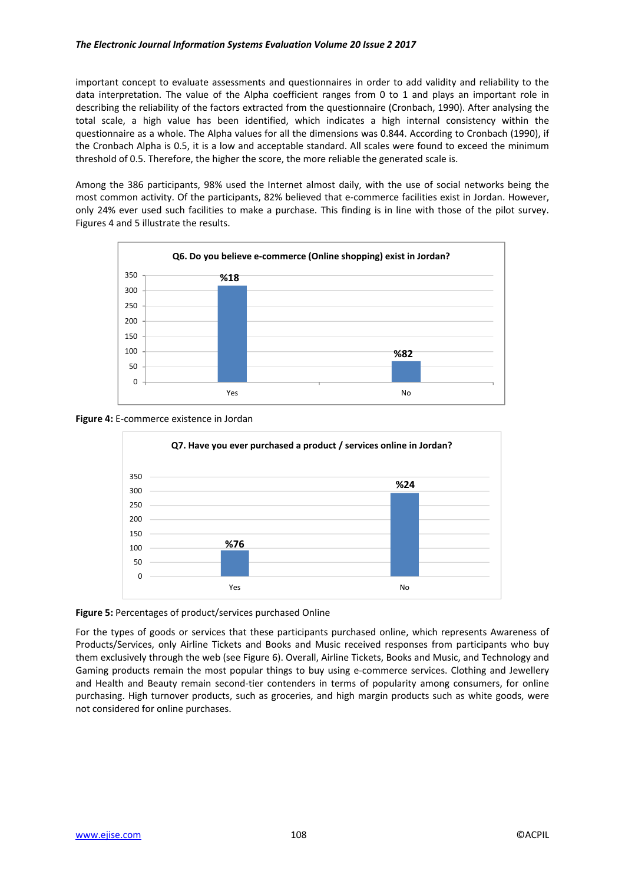important concept to evaluate assessments and questionnaires in order to add validity and reliability to the data interpretation. The value of the Alpha coefficient ranges from 0 to 1 and plays an important role in describing the reliability of the factors extracted from the questionnaire (Cronbach, 1990). After analysing the total scale, a high value has been identified, which indicates a high internal consistency within the questionnaire as a whole. The Alpha values for all the dimensions was 0.844. According to Cronbach (1990), if the Cronbach Alpha is 0.5, it is a low and acceptable standard. All scales were found to exceed the minimum threshold of 0.5. Therefore, the higher the score, the more reliable the generated scale is.

Among the 386 participants, 98% used the Internet almost daily, with the use of social networks being the most common activity. Of the participants, 82% believed that e-commerce facilities exist in Jordan. However, only 24% ever used such facilities to make a purchase. This finding is in line with those of the pilot survey. Figures 4 and 5 illustrate the results.

**Q6. Do you believe e-commerce (Online shopping) exist in Jordan?**

| | Yes | No |
|---|---|---|
| Label | %18 | %82 |

**Figure 4:** E-commerce existence in Jordan

**Q7. Have you ever purchased a product / services online in Jordan?**

| | Yes | No |
|---|---|---|
| Label | %76 | %24 |

**Figure 5:** Percentages of product/services purchased Online

For the types of goods or services that these participants purchased online, which represents Awareness of Products/Services, only Airline Tickets and Books and Music received responses from participants who buy them exclusively through the web (see Figure 6). Overall, Airline Tickets, Books and Music, and Technology and Gaming products remain the most popular things to buy using e-commerce services. Clothing and Jewellery and Health and Beauty remain second-tier contenders in terms of popularity among consumers, for online purchasing. High turnover products, such as groceries, and high margin products such as white goods, were not considered for online purchases.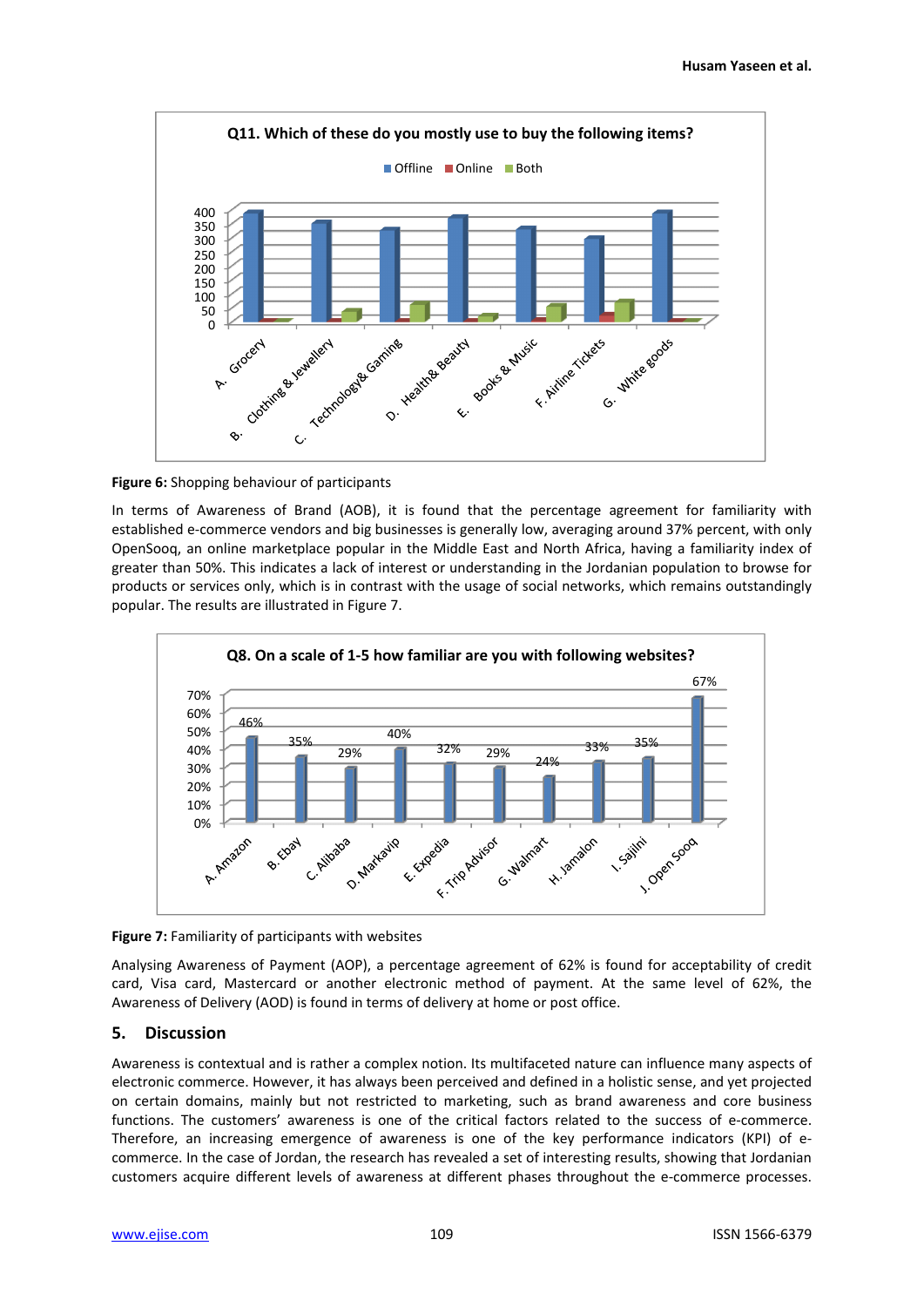Figure 6: Shopping behaviour of participants

In terms of Awareness of Brand (AOB), it is found that the percentage agreement for familiarity with established e-commerce vendors and big businesses is generally low, averaging around 37% percent, with only OpenSooq, an online marketplace popular in the Middle East and North Africa, having a familiarity index of greater than 50%. This indicates a lack of interest or understanding in the Jordanian population to browse for products or services only, which is in contrast with the usage of social networks, which remains outstandingly popular. The results are illustrated in Figure 7.

**Figure 7:** Familiarity of participants with websites

Analysing Awareness of Payment (AOP), a percentage agreement of 62% is found for acceptability of credit card, Visa card, Mastercard or another electronic method of payment. At the same level of 62%, the Awareness of Delivery (AOD) is found in terms of delivery at home or post office.

## 5. Discussion

Awareness is contextual and is rather a complex notion. Its multifaceted nature can influence many aspects of electronic commerce. However, it has always been perceived and defined in a holistic sense, and yet projected on certain domains, mainly but not restricted to marketing, such as brand awareness and core business functions. The customers' awareness is one of the critical factors related to the success of e-commerce. Therefore, an increasing emergence of awareness is one of the key performance indicators (KPI) of e-commerce. In the case of Jordan, the research has revealed a set of interesting results, showing that Jordanian customers acquire different levels of awareness at different phases throughout the e-commerce processes.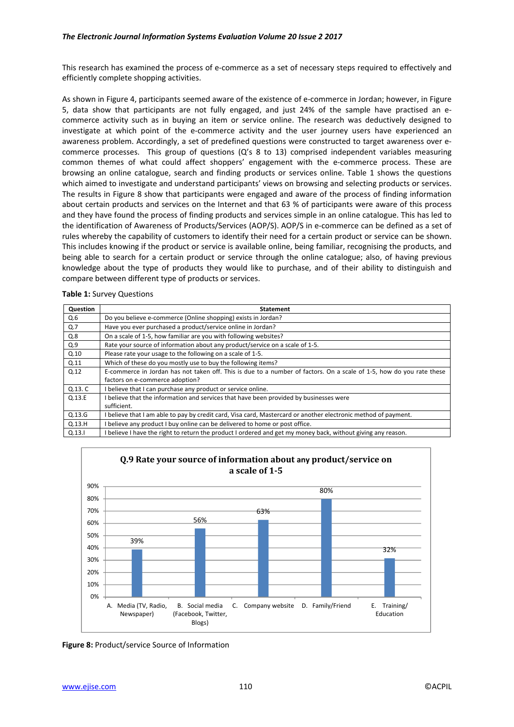This research has examined the process of e-commerce as a set of necessary steps required to effectively and efficiently complete shopping activities.

As shown in Figure 4, participants seemed aware of the existence of e-commerce in Jordan; however, in Figure 5, data show that participants are not fully engaged, and just 24% of the sample have practised an e-commerce activity such as in buying an item or service online. The research was deductively designed to investigate at which point of the e-commerce activity and the user journey users have experienced an awareness problem. Accordingly, a set of predefined questions were constructed to target awareness over e-commerce processes. This group of questions (Q's 8 to 13) comprised independent variables measuring common themes of what could affect shoppers' engagement with the e-commerce process. These are browsing an online catalogue, search and finding products or services online. Table 1 shows the questions which aimed to investigate and understand participants' views on browsing and selecting products or services. The results in Figure 8 show that participants were engaged and aware of the process of finding information about certain products and services on the Internet and that 63 % of participants were aware of this process and they have found the process of finding products and services simple in an online catalogue. This has led to the identification of Awareness of Products/Services (AOP/S). AOP/S in e-commerce can be defined as a set of rules whereby the capability of customers to identify their need for a certain product or service can be shown. This includes knowing if the product or service is available online, being familiar, recognising the products, and being able to search for a certain product or service through the online catalogue; also, of having previous knowledge about the type of products they would like to purchase, and of their ability to distinguish and compare between different type of products or services.

**Table 1:** Survey Questions

| Question | Statement |
|---|---|
| Q.6 | Do you believe e-commerce (Online shopping) exists in Jordan? |
| Q.7 | Have you ever purchased a product/service online in Jordan? |
| Q.8 | On a scale of 1-5, how familiar are you with following websites? |
| Q.9 | Rate your source of information about any product/service on a scale of 1-5. |
| Q.10 | Please rate your usage to the following on a scale of 1-5. |
| Q.11 | Which of these do you mostly use to buy the following items? |
| Q.12 | E-commerce in Jordan has not taken off. This is due to a number of factors. On a scale of 1-5, how do you rate these factors on e-commerce adoption? |
| Q.13. C | I believe that I can purchase any product or service online. |
| Q.13.E | I believe that the information and services that have been provided by businesses were sufficient. |
| Q.13.G | I believe that I am able to pay by credit card, Visa card, Mastercard or another electronic method of payment. |
| Q.13.H | I believe any product I buy online can be delivered to home or post office. |
| Q.13.I | I believe I have the right to return the product I ordered and get my money back, without giving any reason. |

**Q.9 Rate your source of information about any product/service on a scale of 1-5**

| Source | Percentage |
|---|---|
| A. Media (TV, Radio, Newspaper) | 39% |
| B. Social media (Facebook, Twitter, Blogs) | 56% |
| C. Company website | 63% |
| D. Family/Friend | 80% |
| E. Training/ Education | 32% |

**Figure 8:** Product/service Source of Information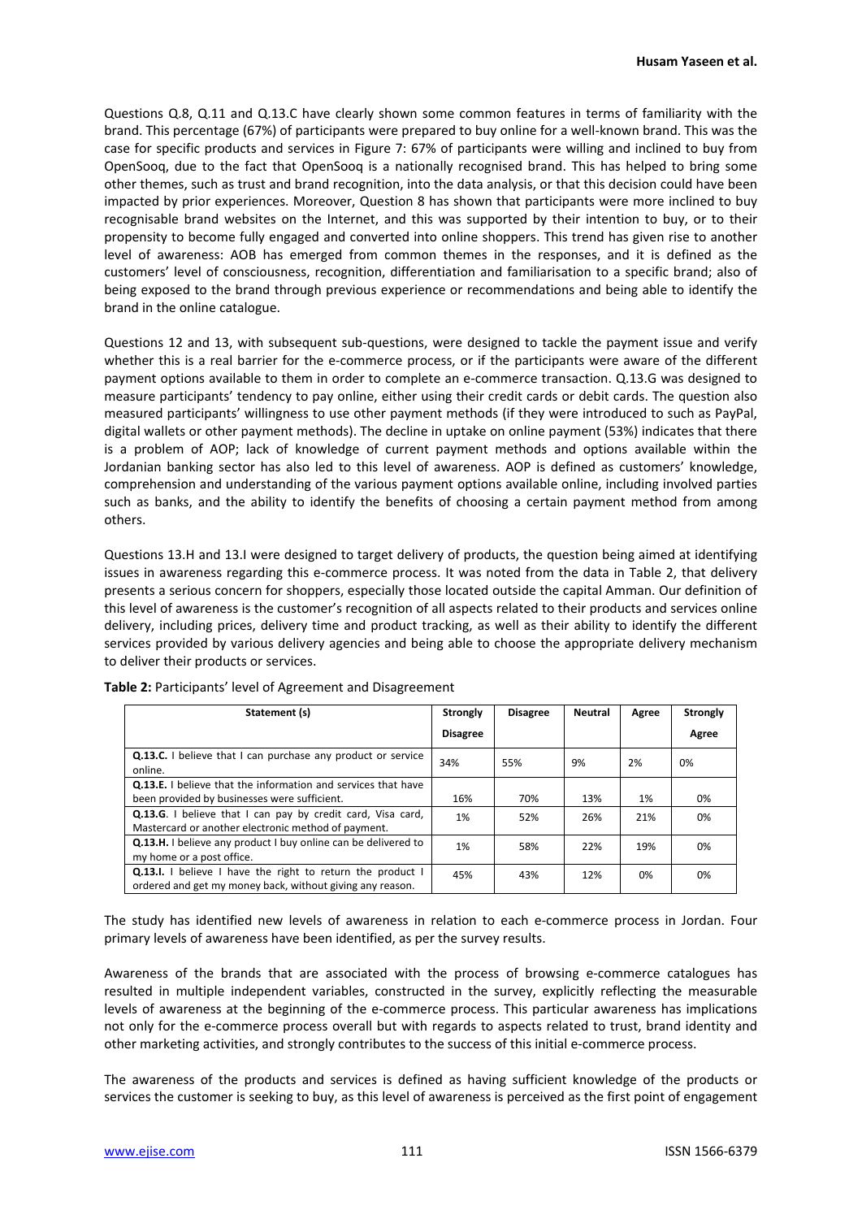Questions Q.8, Q.11 and Q.13.C have clearly shown some common features in terms of familiarity with the brand. This percentage (67%) of participants were prepared to buy online for a well-known brand. This was the case for specific products and services in Figure 7: 67% of participants were willing and inclined to buy from OpenSooq, due to the fact that OpenSooq is a nationally recognised brand. This has helped to bring some other themes, such as trust and brand recognition, into the data analysis, or that this decision could have been impacted by prior experiences. Moreover, Question 8 has shown that participants were more inclined to buy recognisable brand websites on the Internet, and this was supported by their intention to buy, or to their propensity to become fully engaged and converted into online shoppers. This trend has given rise to another level of awareness: AOB has emerged from common themes in the responses, and it is defined as the customers' level of consciousness, recognition, differentiation and familiarisation to a specific brand; also of being exposed to the brand through previous experience or recommendations and being able to identify the brand in the online catalogue.

Questions 12 and 13, with subsequent sub-questions, were designed to tackle the payment issue and verify whether this is a real barrier for the e-commerce process, or if the participants were aware of the different payment options available to them in order to complete an e-commerce transaction. Q.13.G was designed to measure participants' tendency to pay online, either using their credit cards or debit cards. The question also measured participants' willingness to use other payment methods (if they were introduced to such as PayPal, digital wallets or other payment methods). The decline in uptake on online payment (53%) indicates that there is a problem of AOP; lack of knowledge of current payment methods and options available within the Jordanian banking sector has also led to this level of awareness. AOP is defined as customers' knowledge, comprehension and understanding of the various payment options available online, including involved parties such as banks, and the ability to identify the benefits of choosing a certain payment method from among others.

Questions 13.H and 13.I were designed to target delivery of products, the question being aimed at identifying issues in awareness regarding this e-commerce process. It was noted from the data in Table 2, that delivery presents a serious concern for shoppers, especially those located outside the capital Amman. Our definition of this level of awareness is the customer's recognition of all aspects related to their products and services online delivery, including prices, delivery time and product tracking, as well as their ability to identify the different services provided by various delivery agencies and being able to choose the appropriate delivery mechanism to deliver their products or services.

**Table 2:** Participants' level of Agreement and Disagreement

| Statement (s) | Strongly Disagree | Disagree | Neutral | Agree | Strongly Agree |
|---|---|---|---|---|---|
| **Q.13.C.** I believe that I can purchase any product or service online. | 34% | 55% | 9% | 2% | 0% |
| **Q.13.E.** I believe that the information and services that have been provided by businesses were sufficient. | 16% | 70% | 13% | 1% | 0% |
| **Q.13.G**. I believe that I can pay by credit card, Visa card, Mastercard or another electronic method of payment. | 1% | 52% | 26% | 21% | 0% |
| **Q.13.H.** I believe any product I buy online can be delivered to my home or a post office. | 1% | 58% | 22% | 19% | 0% |
| **Q.13.I.** I believe I have the right to return the product I ordered and get my money back, without giving any reason. | 45% | 43% | 12% | 0% | 0% |

The study has identified new levels of awareness in relation to each e-commerce process in Jordan. Four primary levels of awareness have been identified, as per the survey results.

Awareness of the brands that are associated with the process of browsing e-commerce catalogues has resulted in multiple independent variables, constructed in the survey, explicitly reflecting the measurable levels of awareness at the beginning of the e-commerce process. This particular awareness has implications not only for the e-commerce process overall but with regards to aspects related to trust, brand identity and other marketing activities, and strongly contributes to the success of this initial e-commerce process.

The awareness of the products and services is defined as having sufficient knowledge of the products or services the customer is seeking to buy, as this level of awareness is perceived as the first point of engagement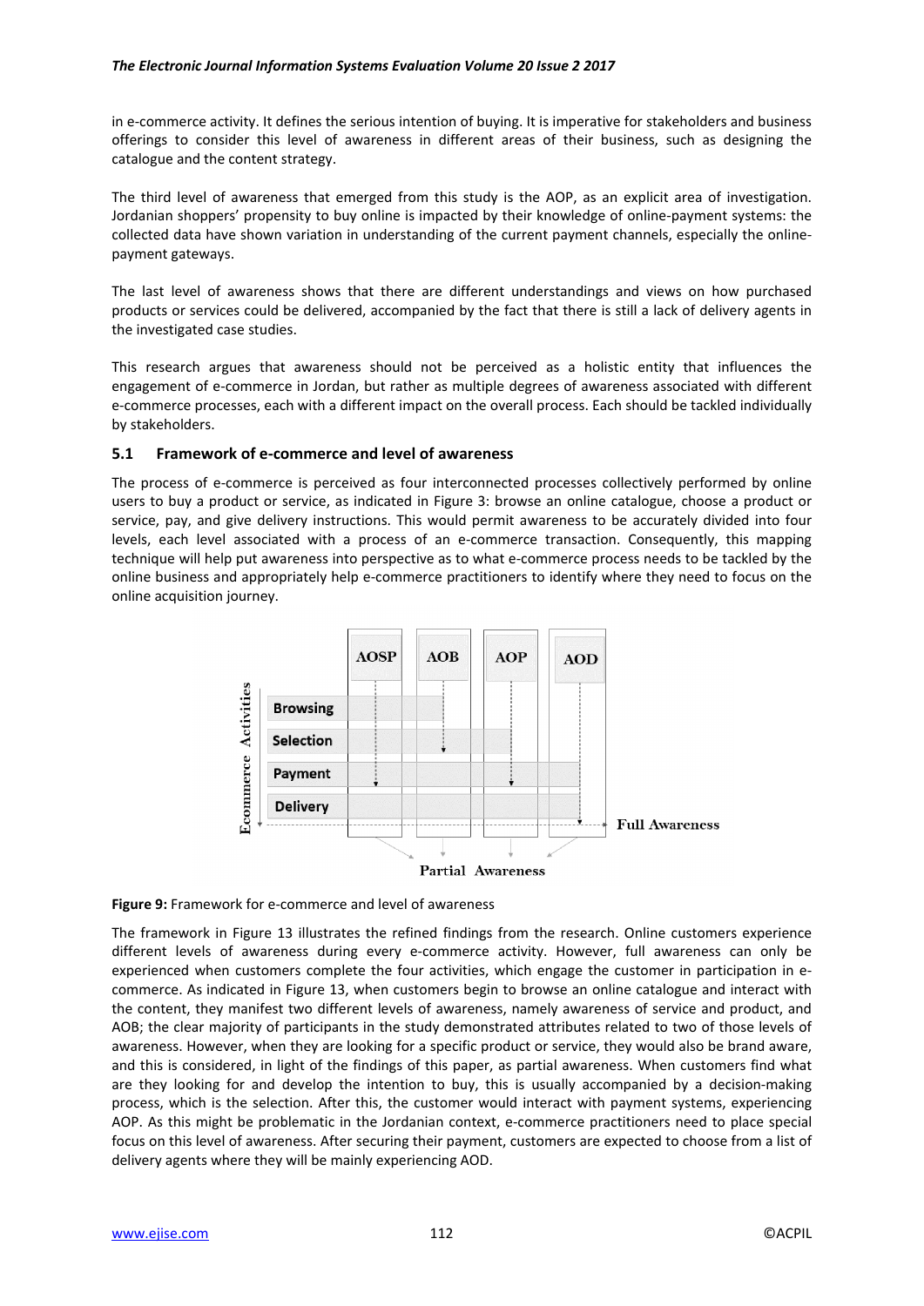in e-commerce activity. It defines the serious intention of buying. It is imperative for stakeholders and business offerings to consider this level of awareness in different areas of their business, such as designing the catalogue and the content strategy.

The third level of awareness that emerged from this study is the AOP, as an explicit area of investigation. Jordanian shoppers' propensity to buy online is impacted by their knowledge of online-payment systems: the collected data have shown variation in understanding of the current payment channels, especially the online-payment gateways.

The last level of awareness shows that there are different understandings and views on how purchased products or services could be delivered, accompanied by the fact that there is still a lack of delivery agents in the investigated case studies.

This research argues that awareness should not be perceived as a holistic entity that influences the engagement of e-commerce in Jordan, but rather as multiple degrees of awareness associated with different e-commerce processes, each with a different impact on the overall process. Each should be tackled individually by stakeholders.

## 5.1 Framework of e-commerce and level of awareness

The process of e-commerce is perceived as four interconnected processes collectively performed by online users to buy a product or service, as indicated in Figure 3: browse an online catalogue, choose a product or service, pay, and give delivery instructions. This would permit awareness to be accurately divided into four levels, each level associated with a process of an e-commerce transaction. Consequently, this mapping technique will help put awareness into perspective as to what e-commerce process needs to be tackled by the online business and appropriately help e-commerce practitioners to identify where they need to focus on the online acquisition journey.

**Figure 9:** Framework for e-commerce and level of awareness

The framework in Figure 13 illustrates the refined findings from the research. Online customers experience different levels of awareness during every e-commerce activity. However, full awareness can only be experienced when customers complete the four activities, which engage the customer in participation in e-commerce. As indicated in Figure 13, when customers begin to browse an online catalogue and interact with the content, they manifest two different levels of awareness, namely awareness of service and product, and AOB; the clear majority of participants in the study demonstrated attributes related to two of those levels of awareness. However, when they are looking for a specific product or service, they would also be brand aware, and this is considered, in light of the findings of this paper, as partial awareness. When customers find what are they looking for and develop the intention to buy, this is usually accompanied by a decision-making process, which is the selection. After this, the customer would interact with payment systems, experiencing AOP. As this might be problematic in the Jordanian context, e-commerce practitioners need to place special focus on this level of awareness. After securing their payment, customers are expected to choose from a list of delivery agents where they will be mainly experiencing AOD.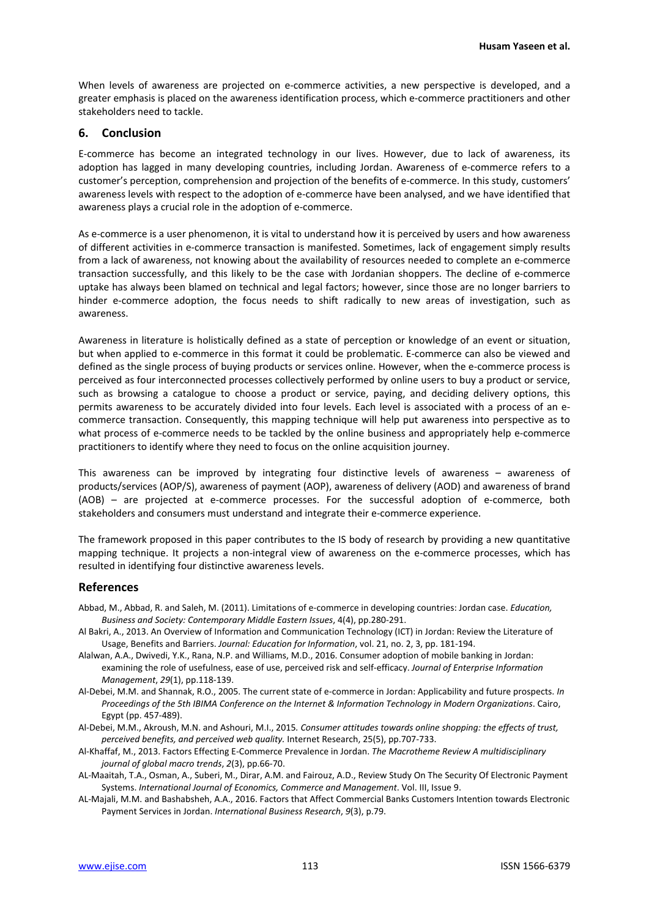When levels of awareness are projected on e-commerce activities, a new perspective is developed, and a greater emphasis is placed on the awareness identification process, which e-commerce practitioners and other stakeholders need to tackle.

## 6. Conclusion

E-commerce has become an integrated technology in our lives. However, due to lack of awareness, its adoption has lagged in many developing countries, including Jordan. Awareness of e-commerce refers to a customer's perception, comprehension and projection of the benefits of e-commerce. In this study, customers' awareness levels with respect to the adoption of e-commerce have been analysed, and we have identified that awareness plays a crucial role in the adoption of e-commerce.

As e-commerce is a user phenomenon, it is vital to understand how it is perceived by users and how awareness of different activities in e-commerce transaction is manifested. Sometimes, lack of engagement simply results from a lack of awareness, not knowing about the availability of resources needed to complete an e-commerce transaction successfully, and this likely to be the case with Jordanian shoppers. The decline of e-commerce uptake has always been blamed on technical and legal factors; however, since those are no longer barriers to hinder e-commerce adoption, the focus needs to shift radically to new areas of investigation, such as awareness.

Awareness in literature is holistically defined as a state of perception or knowledge of an event or situation, but when applied to e-commerce in this format it could be problematic. E-commerce can also be viewed and defined as the single process of buying products or services online. However, when the e-commerce process is perceived as four interconnected processes collectively performed by online users to buy a product or service, such as browsing a catalogue to choose a product or service, paying, and deciding delivery options, this permits awareness to be accurately divided into four levels. Each level is associated with a process of an e-commerce transaction. Consequently, this mapping technique will help put awareness into perspective as to what process of e-commerce needs to be tackled by the online business and appropriately help e-commerce practitioners to identify where they need to focus on the online acquisition journey.

This awareness can be improved by integrating four distinctive levels of awareness – awareness of products/services (AOP/S), awareness of payment (AOP), awareness of delivery (AOD) and awareness of brand (AOB) – are projected at e-commerce processes. For the successful adoption of e-commerce, both stakeholders and consumers must understand and integrate their e-commerce experience.

The framework proposed in this paper contributes to the IS body of research by providing a new quantitative mapping technique. It projects a non-integral view of awareness on the e-commerce processes, which has resulted in identifying four distinctive awareness levels.

## References

Abbad, M., Abbad, R. and Saleh, M. (2011). Limitations of e-commerce in developing countries: Jordan case. *Education, Business and Society: Contemporary Middle Eastern Issues*, 4(4), pp.280-291.

Al Bakri, A., 2013. An Overview of Information and Communication Technology (ICT) in Jordan: Review the Literature of Usage, Benefits and Barriers. *Journal: Education for Information*, vol. 21, no. 2, 3, pp. 181-194.

Alalwan, A.A., Dwivedi, Y.K., Rana, N.P. and Williams, M.D., 2016. Consumer adoption of mobile banking in Jordan: examining the role of usefulness, ease of use, perceived risk and self-efficacy. *Journal of Enterprise Information Management*, *29*(1), pp.118-139.

Al-Debei, M.M. and Shannak, R.O., 2005. The current state of e-commerce in Jordan: Applicability and future prospects. *In Proceedings of the 5th IBIMA Conference on the Internet & Information Technology in Modern Organizations*. Cairo, Egypt (pp. 457-489).

Al-Debei, M.M., Akroush, M.N. and Ashouri, M.I., 2015. *Consumer attitudes towards online shopping: the effects of trust, perceived benefits, and perceived web quality.* Internet Research, 25(5), pp.707-733.

Al-Khaffaf, M., 2013. Factors Effecting E-Commerce Prevalence in Jordan. *The Macrotheme Review A multidisciplinary journal of global macro trends*, *2*(3), pp.66-70.

AL-Maaitah, T.A., Osman, A., Suberi, M., Dirar, A.M. and Fairouz, A.D., Review Study On The Security Of Electronic Payment Systems. *International Journal of Economics, Commerce and Management*. Vol. III, Issue 9.

AL-Majali, M.M. and Bashabsheh, A.A., 2016. Factors that Affect Commercial Banks Customers Intention towards Electronic Payment Services in Jordan. *International Business Research*, *9*(3), p.79.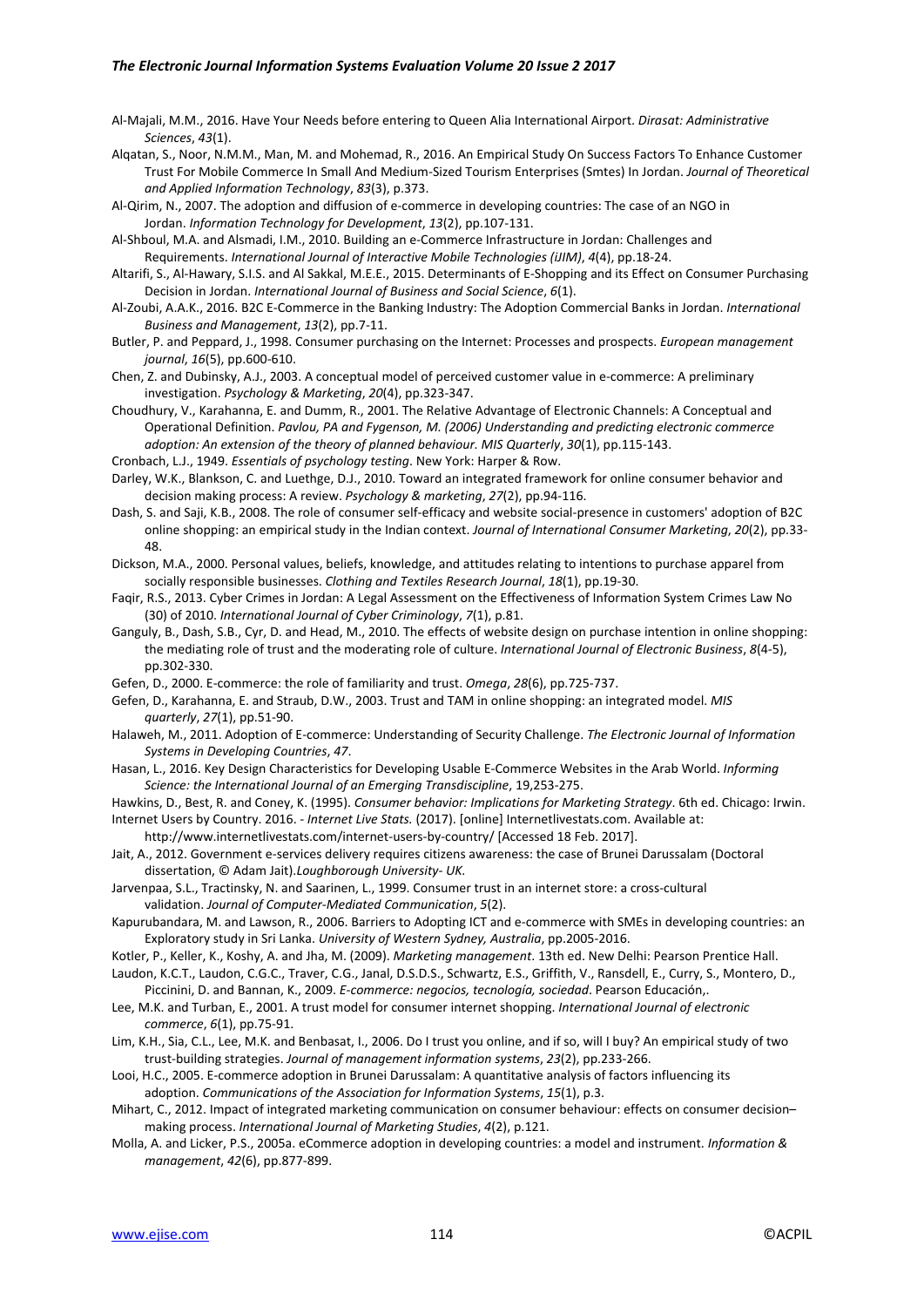Al-Majali, M.M., 2016. Have Your Needs before entering to Queen Alia International Airport. *Dirasat: Administrative Sciences*, *43*(1).

Alqatan, S., Noor, N.M.M., Man, M. and Mohemad, R., 2016. An Empirical Study On Success Factors To Enhance Customer Trust For Mobile Commerce In Small And Medium-Sized Tourism Enterprises (Smtes) In Jordan. *Journal of Theoretical and Applied Information Technology*, *83*(3), p.373.

Al-Qirim, N., 2007. The adoption and diffusion of e-commerce in developing countries: The case of an NGO in Jordan. *Information Technology for Development*, *13*(2), pp.107-131.

Al-Shboul, M.A. and Alsmadi, I.M., 2010. Building an e-Commerce Infrastructure in Jordan: Challenges and Requirements. *International Journal of Interactive Mobile Technologies (iJIM)*, *4*(4), pp.18-24.

Altarifi, S., Al-Hawary, S.I.S. and Al Sakkal, M.E.E., 2015. Determinants of E-Shopping and its Effect on Consumer Purchasing Decision in Jordan. *International Journal of Business and Social Science*, *6*(1).

Al-Zoubi, A.A.K., 2016. B2C E-Commerce in the Banking Industry: The Adoption Commercial Banks in Jordan. *International Business and Management*, *13*(2), pp.7-11.

Butler, P. and Peppard, J., 1998. Consumer purchasing on the Internet: Processes and prospects. *European management journal*, *16*(5), pp.600-610.

Chen, Z. and Dubinsky, A.J., 2003. A conceptual model of perceived customer value in e-commerce: A preliminary investigation. *Psychology & Marketing*, *20*(4), pp.323-347.

Choudhury, V., Karahanna, E. and Dumm, R., 2001. The Relative Advantage of Electronic Channels: A Conceptual and Operational Definition. *Pavlou, PA and Fygenson, M. (2006) Understanding and predicting electronic commerce adoption: An extension of the theory of planned behaviour. MIS Quarterly*, *30*(1), pp.115-143.

Cronbach, L.J., 1949. *Essentials of psychology testing*. New York: Harper & Row.

Darley, W.K., Blankson, C. and Luethge, D.J., 2010. Toward an integrated framework for online consumer behavior and decision making process: A review. *Psychology & marketing*, *27*(2), pp.94-116.

Dash, S. and Saji, K.B., 2008. The role of consumer self-efficacy and website social-presence in customers' adoption of B2C online shopping: an empirical study in the Indian context. *Journal of International Consumer Marketing*, *20*(2), pp.33-48.

Dickson, M.A., 2000. Personal values, beliefs, knowledge, and attitudes relating to intentions to purchase apparel from socially responsible businesses. *Clothing and Textiles Research Journal*, *18*(1), pp.19-30.

Faqir, R.S., 2013. Cyber Crimes in Jordan: A Legal Assessment on the Effectiveness of Information System Crimes Law No (30) of 2010. *International Journal of Cyber Criminology*, *7*(1), p.81.

Ganguly, B., Dash, S.B., Cyr, D. and Head, M., 2010. The effects of website design on purchase intention in online shopping: the mediating role of trust and the moderating role of culture. *International Journal of Electronic Business*, *8*(4-5), pp.302-330.

Gefen, D., 2000. E-commerce: the role of familiarity and trust. *Omega*, *28*(6), pp.725-737.

Gefen, D., Karahanna, E. and Straub, D.W., 2003. Trust and TAM in online shopping: an integrated model. *MIS quarterly*, *27*(1), pp.51-90.

Halaweh, M., 2011. Adoption of E-commerce: Understanding of Security Challenge. *The Electronic Journal of Information Systems in Developing Countries*, *47*.

Hasan, L., 2016. Key Design Characteristics for Developing Usable E-Commerce Websites in the Arab World. *Informing Science: the International Journal of an Emerging Transdiscipline*, 19,253-275.

Hawkins, D., Best, R. and Coney, K. (1995). *Consumer behavior: Implications for Marketing Strategy*. 6th ed. Chicago: Irwin.

Internet Users by Country. 2016. - *Internet Live Stats.* (2017). [online] Internetlivestats.com. Available at: http://www.internetlivestats.com/internet-users-by-country/ [Accessed 18 Feb. 2017].

Jait, A., 2012. Government e-services delivery requires citizens awareness: the case of Brunei Darussalam (Doctoral dissertation, © Adam Jait).*Loughborough University- UK.*

Jarvenpaa, S.L., Tractinsky, N. and Saarinen, L., 1999. Consumer trust in an internet store: a cross-cultural validation. *Journal of Computer-Mediated Communication*, *5*(2).

Kapurubandara, M. and Lawson, R., 2006. Barriers to Adopting ICT and e-commerce with SMEs in developing countries: an Exploratory study in Sri Lanka. *University of Western Sydney, Australia*, pp.2005-2016.

Kotler, P., Keller, K., Koshy, A. and Jha, M. (2009). *Marketing management*. 13th ed. New Delhi: Pearson Prentice Hall.

Laudon, K.C.T., Laudon, C.G.C., Traver, C.G., Janal, D.S.D.S., Schwartz, E.S., Griffith, V., Ransdell, E., Curry, S., Montero, D., Piccinini, D. and Bannan, K., 2009. *E-commerce: negocios, tecnología, sociedad*. Pearson Educación,.

Lee, M.K. and Turban, E., 2001. A trust model for consumer internet shopping. *International Journal of electronic commerce*, *6*(1), pp.75-91.

Lim, K.H., Sia, C.L., Lee, M.K. and Benbasat, I., 2006. Do I trust you online, and if so, will I buy? An empirical study of two trust-building strategies. *Journal of management information systems*, *23*(2), pp.233-266.

Looi, H.C., 2005. E-commerce adoption in Brunei Darussalam: A quantitative analysis of factors influencing its adoption. *Communications of the Association for Information Systems*, *15*(1), p.3.

Mihart, C., 2012. Impact of integrated marketing communication on consumer behaviour: effects on consumer decision–making process. *International Journal of Marketing Studies*, *4*(2), p.121.

Molla, A. and Licker, P.S., 2005a. eCommerce adoption in developing countries: a model and instrument. *Information & management*, *42*(6), pp.877-899.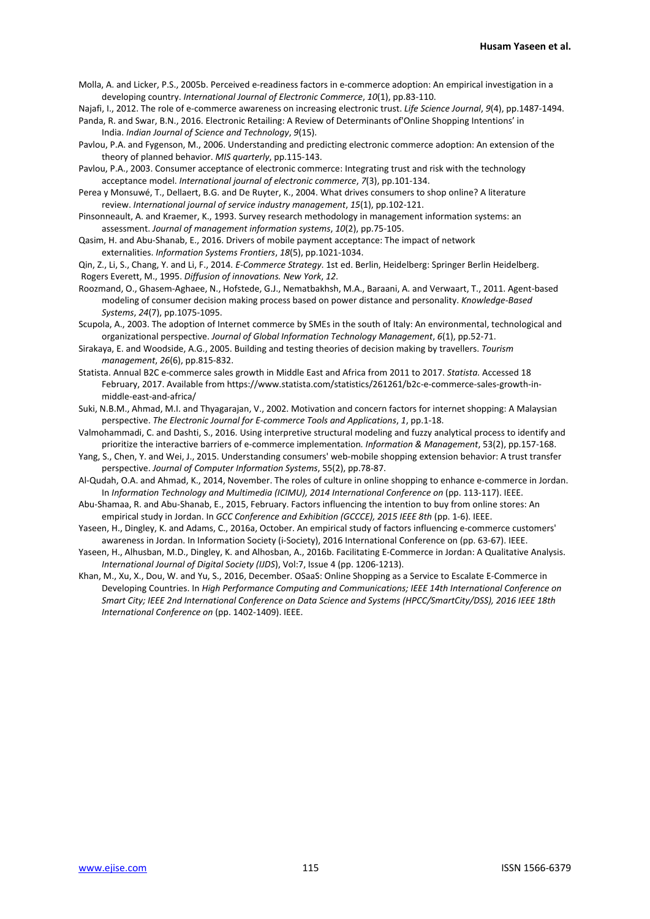Molla, A. and Licker, P.S., 2005b. Perceived e-readiness factors in e-commerce adoption: An empirical investigation in a developing country. *International Journal of Electronic Commerce*, *10*(1), pp.83-110.

Najafi, I., 2012. The role of e-commerce awareness on increasing electronic trust. *Life Science Journal*, *9*(4), pp.1487-1494.

Panda, R. and Swar, B.N., 2016. Electronic Retailing: A Review of Determinants of'Online Shopping Intentions' in India. *Indian Journal of Science and Technology*, *9*(15).

Pavlou, P.A. and Fygenson, M., 2006. Understanding and predicting electronic commerce adoption: An extension of the theory of planned behavior. *MIS quarterly*, pp.115-143.

Pavlou, P.A., 2003. Consumer acceptance of electronic commerce: Integrating trust and risk with the technology acceptance model. *International journal of electronic commerce*, *7*(3), pp.101-134.

Perea y Monsuwé, T., Dellaert, B.G. and De Ruyter, K., 2004. What drives consumers to shop online? A literature review. *International journal of service industry management*, *15*(1), pp.102-121.

Pinsonneault, A. and Kraemer, K., 1993. Survey research methodology in management information systems: an assessment. *Journal of management information systems*, *10*(2), pp.75-105.

Qasim, H. and Abu-Shanab, E., 2016. Drivers of mobile payment acceptance: The impact of network externalities. *Information Systems Frontiers*, *18*(5), pp.1021-1034.

Qin, Z., Li, S., Chang, Y. and Li, F., 2014. *E-Commerce Strategy*. 1st ed. Berlin, Heidelberg: Springer Berlin Heidelberg.

Rogers Everett, M., 1995. *Diffusion of innovations. New York*, *12*.

Roozmand, O., Ghasem-Aghaee, N., Hofstede, G.J., Nematbakhsh, M.A., Baraani, A. and Verwaart, T., 2011. Agent-based modeling of consumer decision making process based on power distance and personality. *Knowledge-Based Systems*, *24*(7), pp.1075-1095.

Scupola, A., 2003. The adoption of Internet commerce by SMEs in the south of Italy: An environmental, technological and organizational perspective. *Journal of Global Information Technology Management*, *6*(1), pp.52-71.

Sirakaya, E. and Woodside, A.G., 2005. Building and testing theories of decision making by travellers. *Tourism management*, *26*(6), pp.815-832.

Statista. Annual B2C e-commerce sales growth in Middle East and Africa from 2011 to 2017. *Statista.* Accessed 18 February, 2017. Available from https://www.statista.com/statistics/261261/b2c-e-commerce-sales-growth-in-middle-east-and-africa/

Suki, N.B.M., Ahmad, M.I. and Thyagarajan, V., 2002. Motivation and concern factors for internet shopping: A Malaysian perspective. *The Electronic Journal for E-commerce Tools and Applications*, *1*, pp.1-18.

Valmohammadi, C. and Dashti, S., 2016. Using interpretive structural modeling and fuzzy analytical process to identify and prioritize the interactive barriers of e-commerce implementation. *Information & Management*, 53(2), pp.157-168.

Yang, S., Chen, Y. and Wei, J., 2015. Understanding consumers' web-mobile shopping extension behavior: A trust transfer perspective. *Journal of Computer Information Systems*, 55(2), pp.78-87.

Al-Qudah, O.A. and Ahmad, K., 2014, November. The roles of culture in online shopping to enhance e-commerce in Jordan. In *Information Technology and Multimedia (ICIMU), 2014 International Conference on* (pp. 113-117). IEEE.

Abu-Shamaa, R. and Abu-Shanab, E., 2015, February. Factors influencing the intention to buy from online stores: An empirical study in Jordan. In *GCC Conference and Exhibition (GCCCE), 2015 IEEE 8th* (pp. 1-6). IEEE.

Yaseen, H., Dingley, K. and Adams, C., 2016a, October. An empirical study of factors influencing e-commerce customers' awareness in Jordan. In Information Society (i-Society), 2016 International Conference on (pp. 63-67). IEEE.

Yaseen, H., Alhusban, M.D., Dingley, K. and Alhosban, A., 2016b. Facilitating E-Commerce in Jordan: A Qualitative Analysis. *International Journal of Digital Society (IJDS*), Vol:7, Issue 4 (pp. 1206-1213).

Khan, M., Xu, X., Dou, W. and Yu, S., 2016, December. OSaaS: Online Shopping as a Service to Escalate E-Commerce in Developing Countries. In *High Performance Computing and Communications; IEEE 14th International Conference on Smart City; IEEE 2nd International Conference on Data Science and Systems (HPCC/SmartCity/DSS), 2016 IEEE 18th International Conference on* (pp. 1402-1409). IEEE.